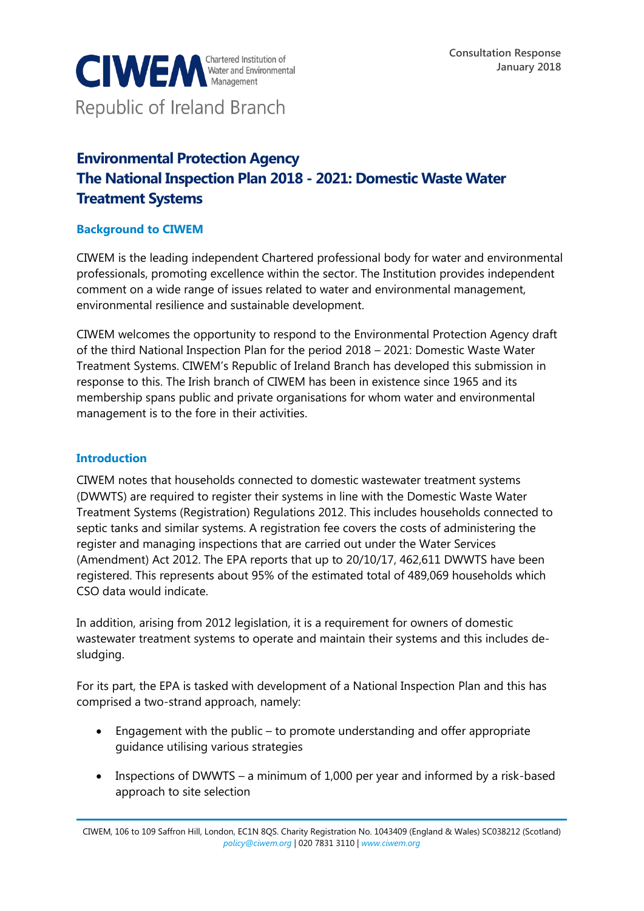CIWEM Chartered Institution of Water and Environmental Management

Republic of Ireland Branch

Consultation Response
January 2018

# Environmental Protection Agency
# The National Inspection Plan 2018 - 2021: Domestic Waste Water Treatment Systems

## Background to CIWEM

CIWEM is the leading independent Chartered professional body for water and environmental professionals, promoting excellence within the sector. The Institution provides independent comment on a wide range of issues related to water and environmental management, environmental resilience and sustainable development.

CIWEM welcomes the opportunity to respond to the Environmental Protection Agency draft of the third National Inspection Plan for the period 2018 – 2021: Domestic Waste Water Treatment Systems. CIWEM's Republic of Ireland Branch has developed this submission in response to this. The Irish branch of CIWEM has been in existence since 1965 and its membership spans public and private organisations for whom water and environmental management is to the fore in their activities.

## Introduction

CIWEM notes that households connected to domestic wastewater treatment systems (DWWTS) are required to register their systems in line with the Domestic Waste Water Treatment Systems (Registration) Regulations 2012. This includes households connected to septic tanks and similar systems. A registration fee covers the costs of administering the register and managing inspections that are carried out under the Water Services (Amendment) Act 2012. The EPA reports that up to 20/10/17, 462,611 DWWTS have been registered. This represents about 95% of the estimated total of 489,069 households which CSO data would indicate.

In addition, arising from 2012 legislation, it is a requirement for owners of domestic wastewater treatment systems to operate and maintain their systems and this includes de-sludging.

For its part, the EPA is tasked with development of a National Inspection Plan and this has comprised a two-strand approach, namely:

- Engagement with the public – to promote understanding and offer appropriate guidance utilising various strategies
- Inspections of DWWTS – a minimum of 1,000 per year and informed by a risk-based approach to site selection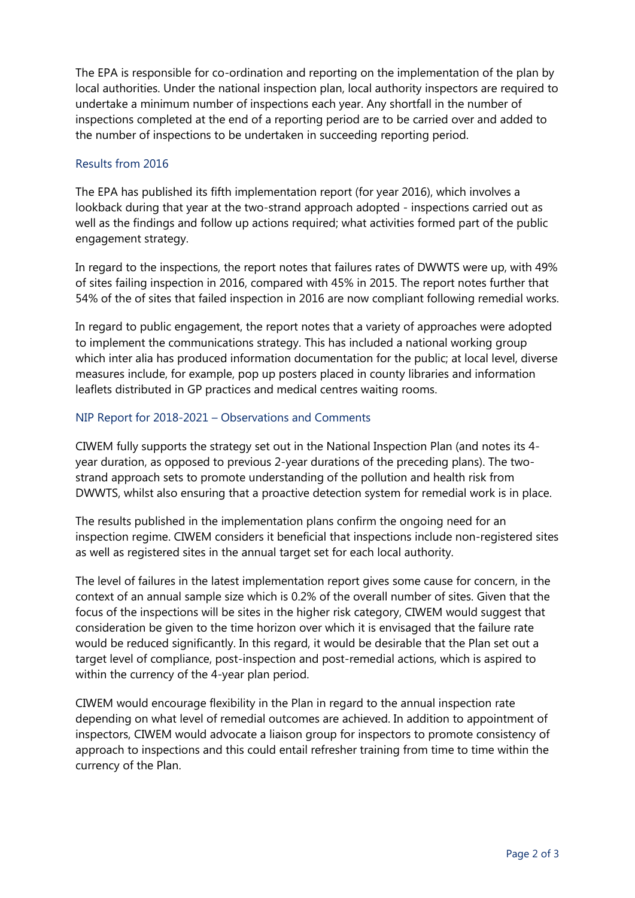The EPA is responsible for co-ordination and reporting on the implementation of the plan by local authorities. Under the national inspection plan, local authority inspectors are required to undertake a minimum number of inspections each year. Any shortfall in the number of inspections completed at the end of a reporting period are to be carried over and added to the number of inspections to be undertaken in succeeding reporting period.

## Results from 2016

The EPA has published its fifth implementation report (for year 2016), which involves a lookback during that year at the two-strand approach adopted - inspections carried out as well as the findings and follow up actions required; what activities formed part of the public engagement strategy.

In regard to the inspections, the report notes that failures rates of DWWTS were up, with 49% of sites failing inspection in 2016, compared with 45% in 2015. The report notes further that 54% of the of sites that failed inspection in 2016 are now compliant following remedial works.

In regard to public engagement, the report notes that a variety of approaches were adopted to implement the communications strategy. This has included a national working group which inter alia has produced information documentation for the public; at local level, diverse measures include, for example, pop up posters placed in county libraries and information leaflets distributed in GP practices and medical centres waiting rooms.

## NIP Report for 2018-2021 – Observations and Comments

CIWEM fully supports the strategy set out in the National Inspection Plan (and notes its 4-year duration, as opposed to previous 2-year durations of the preceding plans). The two-strand approach sets to promote understanding of the pollution and health risk from DWWTS, whilst also ensuring that a proactive detection system for remedial work is in place.

The results published in the implementation plans confirm the ongoing need for an inspection regime. CIWEM considers it beneficial that inspections include non-registered sites as well as registered sites in the annual target set for each local authority.

The level of failures in the latest implementation report gives some cause for concern, in the context of an annual sample size which is 0.2% of the overall number of sites. Given that the focus of the inspections will be sites in the higher risk category, CIWEM would suggest that consideration be given to the time horizon over which it is envisaged that the failure rate would be reduced significantly. In this regard, it would be desirable that the Plan set out a target level of compliance, post-inspection and post-remedial actions, which is aspired to within the currency of the 4-year plan period.

CIWEM would encourage flexibility in the Plan in regard to the annual inspection rate depending on what level of remedial outcomes are achieved. In addition to appointment of inspectors, CIWEM would advocate a liaison group for inspectors to promote consistency of approach to inspections and this could entail refresher training from time to time within the currency of the Plan.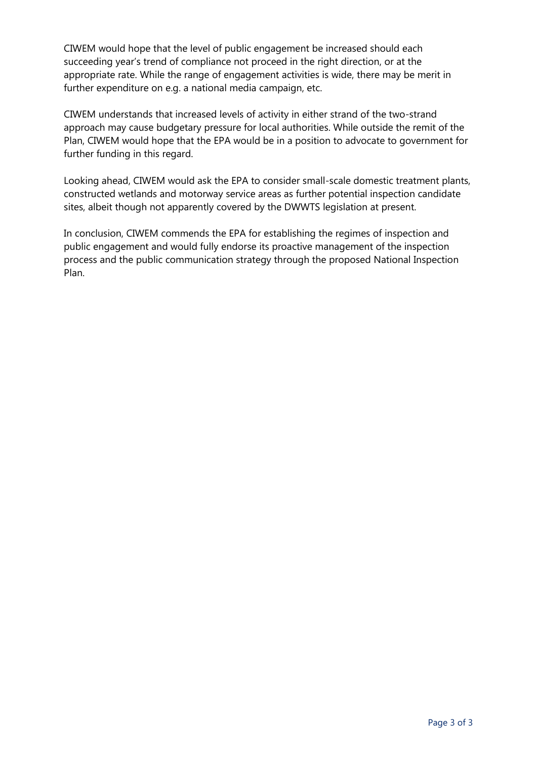CIWEM would hope that the level of public engagement be increased should each succeeding year's trend of compliance not proceed in the right direction, or at the appropriate rate. While the range of engagement activities is wide, there may be merit in further expenditure on e.g. a national media campaign, etc.

CIWEM understands that increased levels of activity in either strand of the two-strand approach may cause budgetary pressure for local authorities. While outside the remit of the Plan, CIWEM would hope that the EPA would be in a position to advocate to government for further funding in this regard.

Looking ahead, CIWEM would ask the EPA to consider small-scale domestic treatment plants, constructed wetlands and motorway service areas as further potential inspection candidate sites, albeit though not apparently covered by the DWWTS legislation at present.

In conclusion, CIWEM commends the EPA for establishing the regimes of inspection and public engagement and would fully endorse its proactive management of the inspection process and the public communication strategy through the proposed National Inspection Plan.